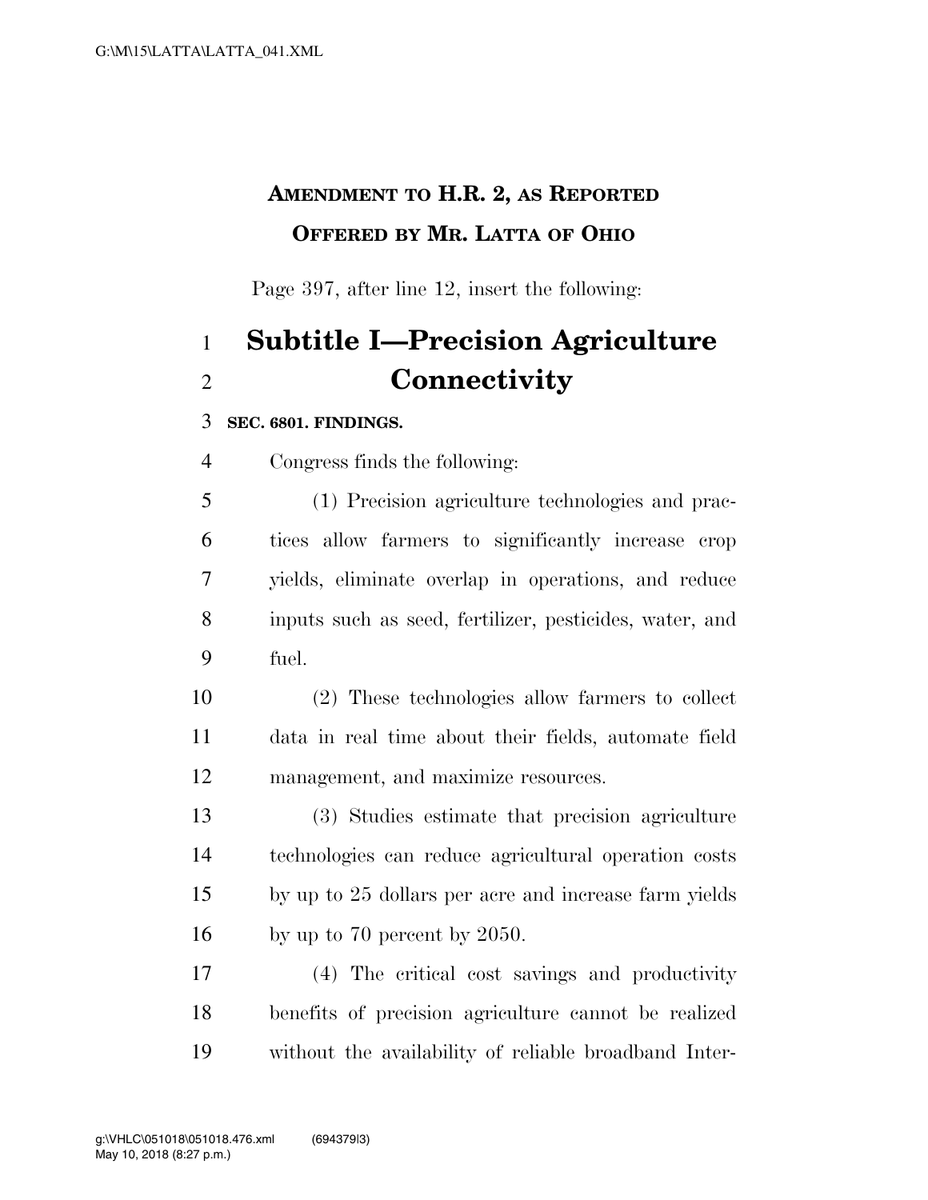**AMENDMENT TO H.R. 2, AS REPORTED**
**OFFERED BY MR. LATTA OF OHIO**

Page 397, after line 12, insert the following:

# Subtitle I—Precision Agriculture Connectivity

**SEC. 6801. FINDINGS.**

Congress finds the following:

(1) Precision agriculture technologies and practices allow farmers to significantly increase crop yields, eliminate overlap in operations, and reduce inputs such as seed, fertilizer, pesticides, water, and fuel.

(2) These technologies allow farmers to collect data in real time about their fields, automate field management, and maximize resources.

(3) Studies estimate that precision agriculture technologies can reduce agricultural operation costs by up to 25 dollars per acre and increase farm yields by up to 70 percent by 2050.

(4) The critical cost savings and productivity benefits of precision agriculture cannot be realized without the availability of reliable broadband Inter-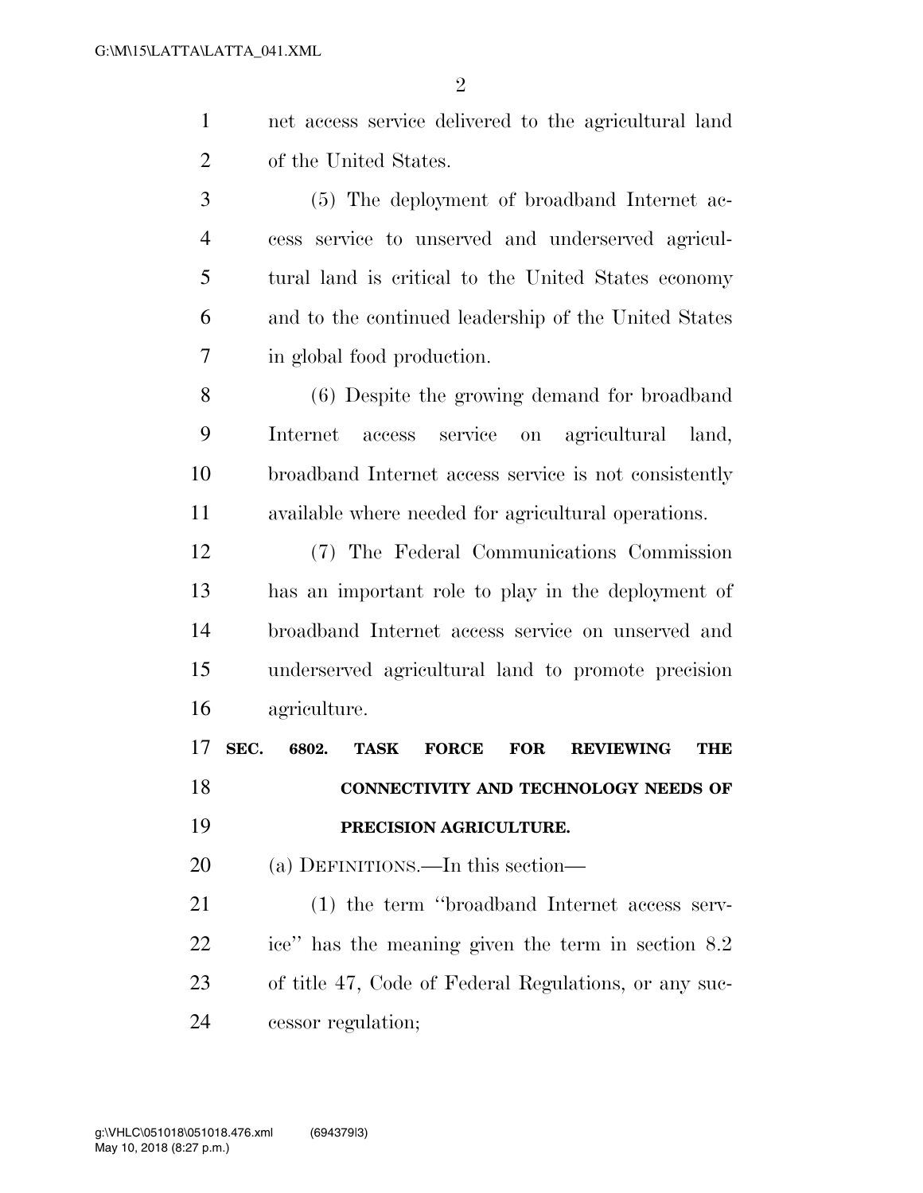net access service delivered to the agricultural land of the United States.

(5) The deployment of broadband Internet access service to unserved and underserved agricultural land is critical to the United States economy and to the continued leadership of the United States in global food production.

(6) Despite the growing demand for broadband Internet access service on agricultural land, broadband Internet access service is not consistently available where needed for agricultural operations.

(7) The Federal Communications Commission has an important role to play in the deployment of broadband Internet access service on unserved and underserved agricultural land to promote precision agriculture.

**SEC. 6802. TASK FORCE FOR REVIEWING THE CONNECTIVITY AND TECHNOLOGY NEEDS OF PRECISION AGRICULTURE.**

(a) DEFINITIONS.—In this section—

(1) the term ''broadband Internet access service'' has the meaning given the term in section 8.2 of title 47, Code of Federal Regulations, or any successor regulation;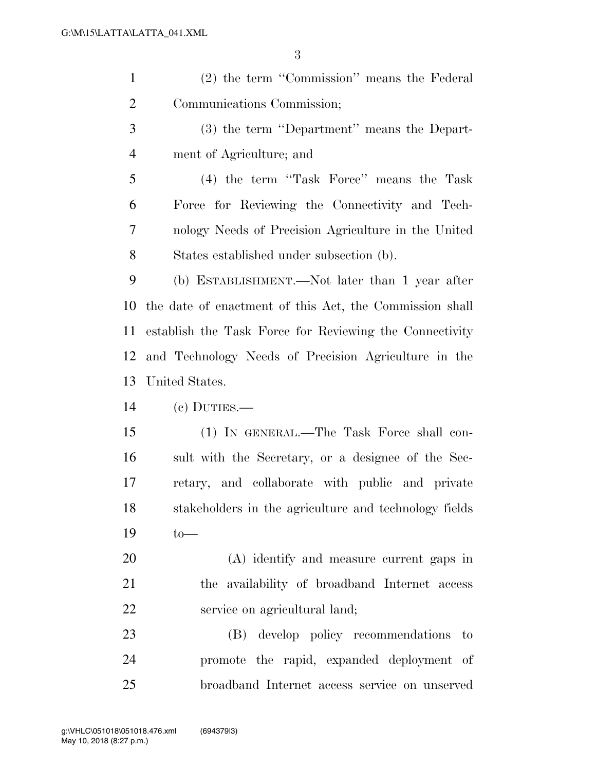(2) the term "Commission" means the Federal Communications Commission;

(3) the term "Department" means the Department of Agriculture; and

(4) the term "Task Force" means the Task Force for Reviewing the Connectivity and Technology Needs of Precision Agriculture in the United States established under subsection (b).

(b) ESTABLISHMENT.—Not later than 1 year after the date of enactment of this Act, the Commission shall establish the Task Force for Reviewing the Connectivity and Technology Needs of Precision Agriculture in the United States.

(c) DUTIES.—

(1) IN GENERAL.—The Task Force shall consult with the Secretary, or a designee of the Secretary, and collaborate with public and private stakeholders in the agriculture and technology fields to—

(A) identify and measure current gaps in the availability of broadband Internet access service on agricultural land;

(B) develop policy recommendations to promote the rapid, expanded deployment of broadband Internet access service on unserved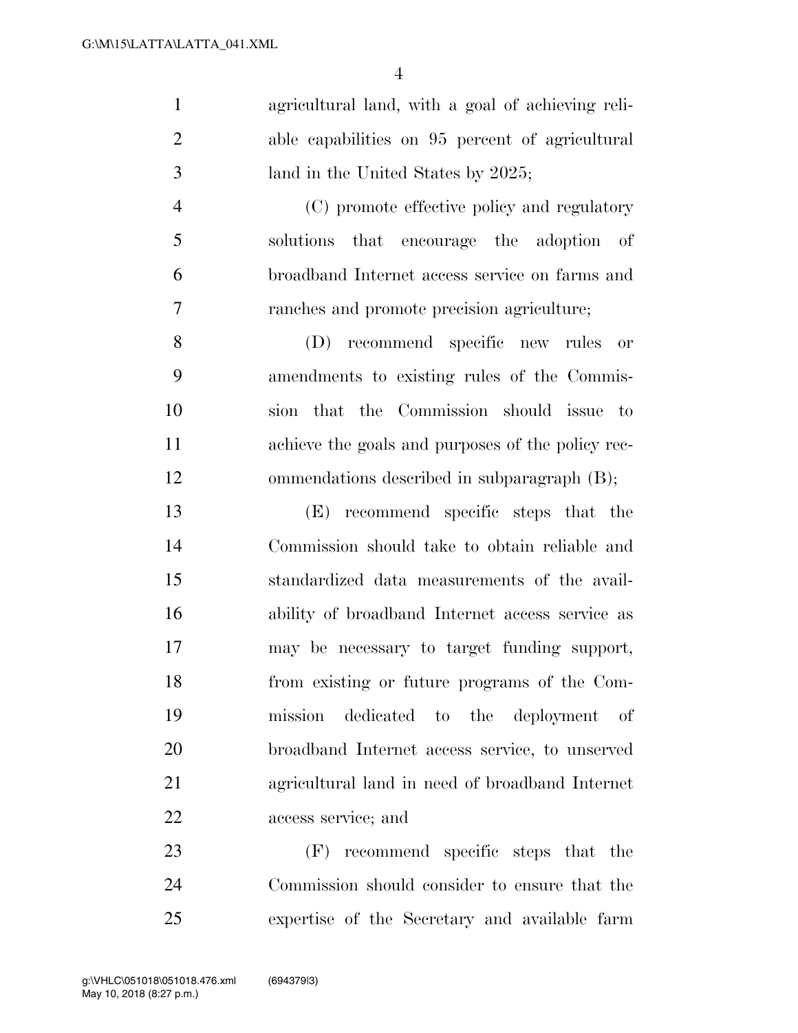agricultural land, with a goal of achieving reliable capabilities on 95 percent of agricultural land in the United States by 2025;

(C) promote effective policy and regulatory solutions that encourage the adoption of broadband Internet access service on farms and ranches and promote precision agriculture;

(D) recommend specific new rules or amendments to existing rules of the Commission that the Commission should issue to achieve the goals and purposes of the policy recommendations described in subparagraph (B);

(E) recommend specific steps that the Commission should take to obtain reliable and standardized data measurements of the availability of broadband Internet access service as may be necessary to target funding support, from existing or future programs of the Commission dedicated to the deployment of broadband Internet access service, to unserved agricultural land in need of broadband Internet access service; and

(F) recommend specific steps that the Commission should consider to ensure that the expertise of the Secretary and available farm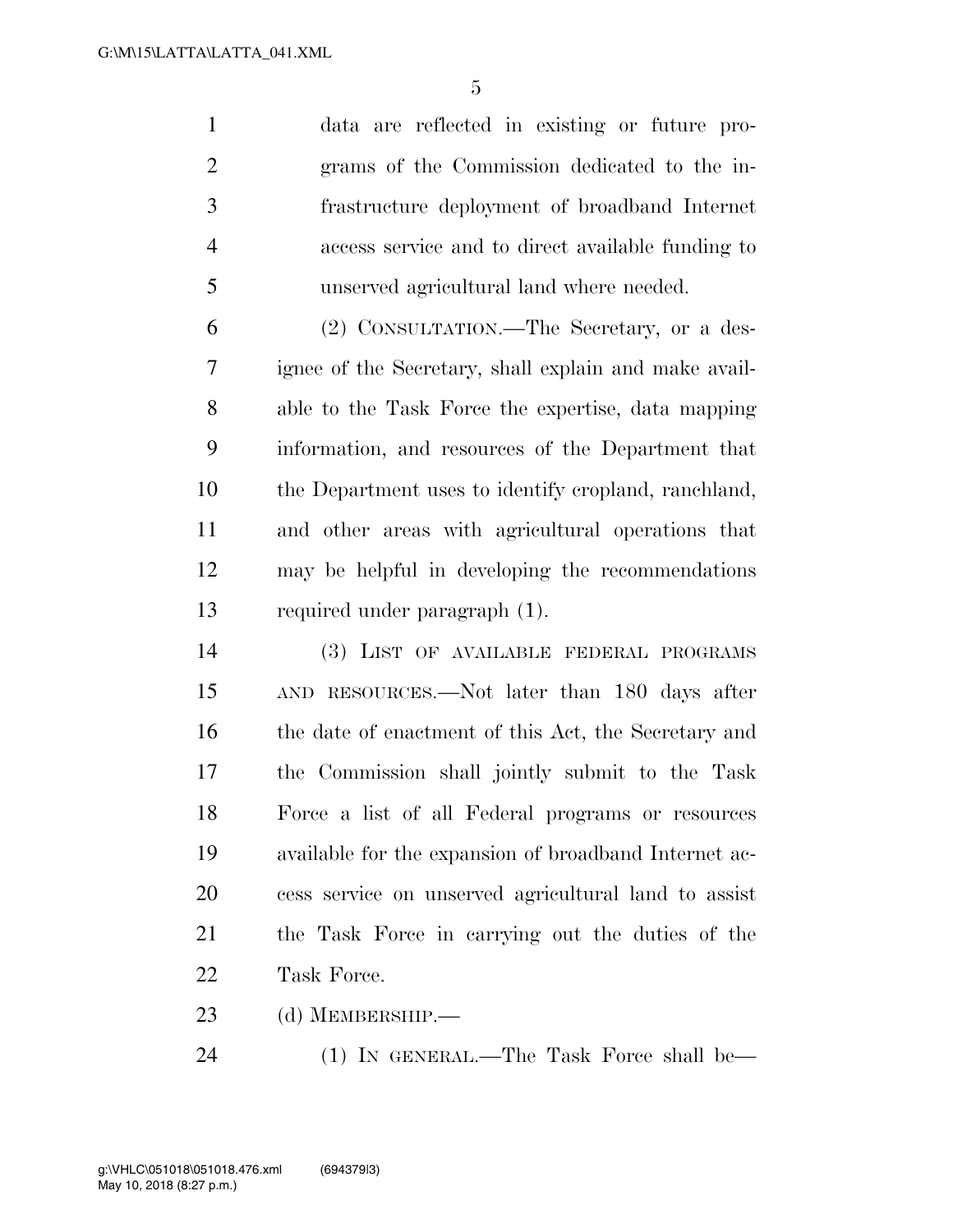data are reflected in existing or future programs of the Commission dedicated to the infrastructure deployment of broadband Internet access service and to direct available funding to unserved agricultural land where needed.

(2) CONSULTATION.—The Secretary, or a designee of the Secretary, shall explain and make available to the Task Force the expertise, data mapping information, and resources of the Department that the Department uses to identify cropland, ranchland, and other areas with agricultural operations that may be helpful in developing the recommendations required under paragraph (1).

(3) LIST OF AVAILABLE FEDERAL PROGRAMS AND RESOURCES.—Not later than 180 days after the date of enactment of this Act, the Secretary and the Commission shall jointly submit to the Task Force a list of all Federal programs or resources available for the expansion of broadband Internet access service on unserved agricultural land to assist the Task Force in carrying out the duties of the Task Force.

(d) MEMBERSHIP.—

(1) IN GENERAL.—The Task Force shall be—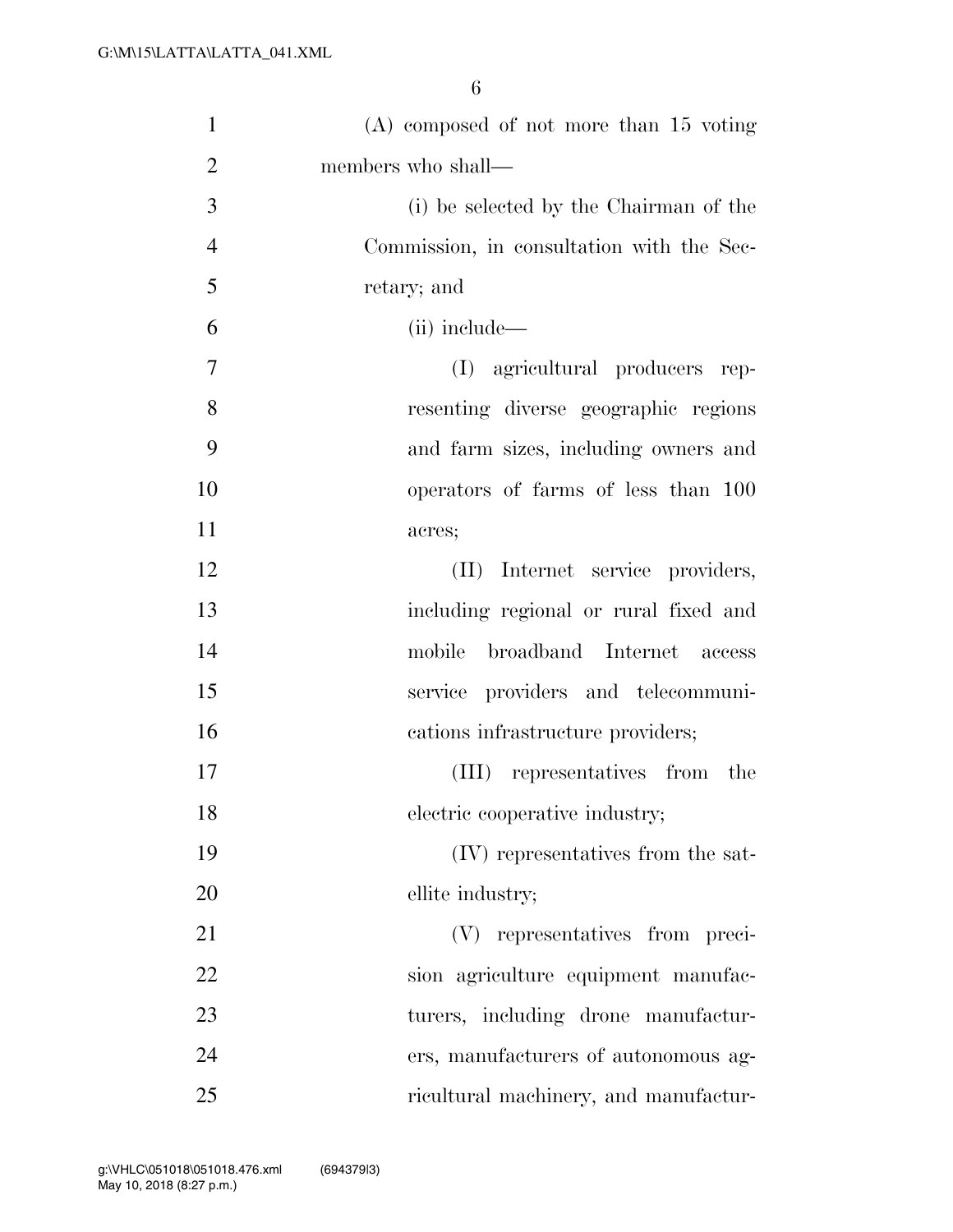(A) composed of not more than 15 voting members who shall—

(i) be selected by the Chairman of the Commission, in consultation with the Secretary; and

(ii) include—

(I) agricultural producers representing diverse geographic regions and farm sizes, including owners and operators of farms of less than 100 acres;

(II) Internet service providers, including regional or rural fixed and mobile broadband Internet access service providers and telecommunications infrastructure providers;

(III) representatives from the electric cooperative industry;

(IV) representatives from the satellite industry;

(V) representatives from precision agriculture equipment manufacturers, including drone manufacturers, manufacturers of autonomous agricultural machinery, and manufactur-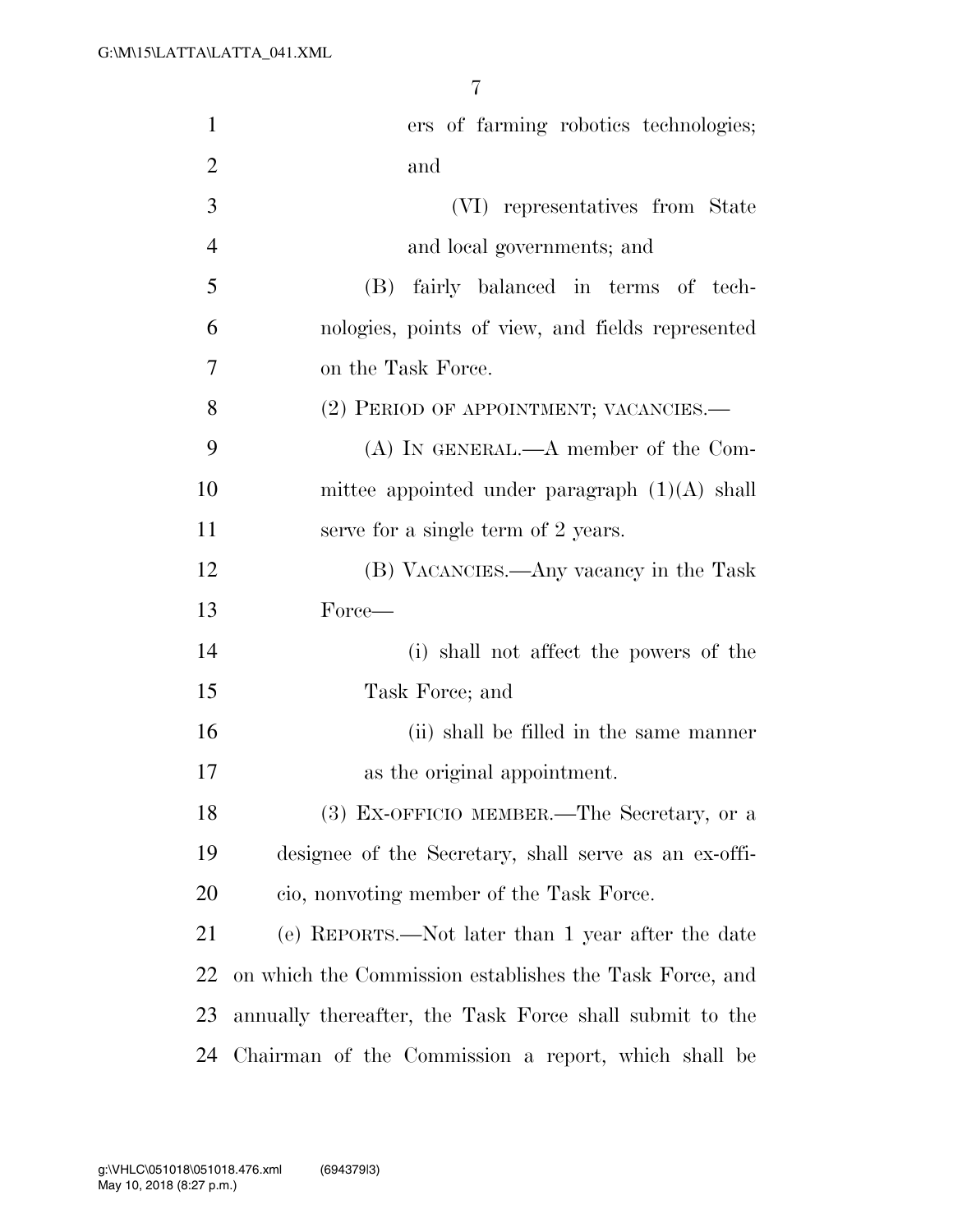ers of farming robotics technologies; and

(VI) representatives from State and local governments; and

(B) fairly balanced in terms of technologies, points of view, and fields represented on the Task Force.

(2) PERIOD OF APPOINTMENT; VACANCIES.—

(A) IN GENERAL.—A member of the Committee appointed under paragraph (1)(A) shall serve for a single term of 2 years.

(B) VACANCIES.—Any vacancy in the Task Force—

(i) shall not affect the powers of the Task Force; and

(ii) shall be filled in the same manner as the original appointment.

(3) EX-OFFICIO MEMBER.—The Secretary, or a designee of the Secretary, shall serve as an ex-officio, nonvoting member of the Task Force.

(e) REPORTS.—Not later than 1 year after the date on which the Commission establishes the Task Force, and annually thereafter, the Task Force shall submit to the Chairman of the Commission a report, which shall be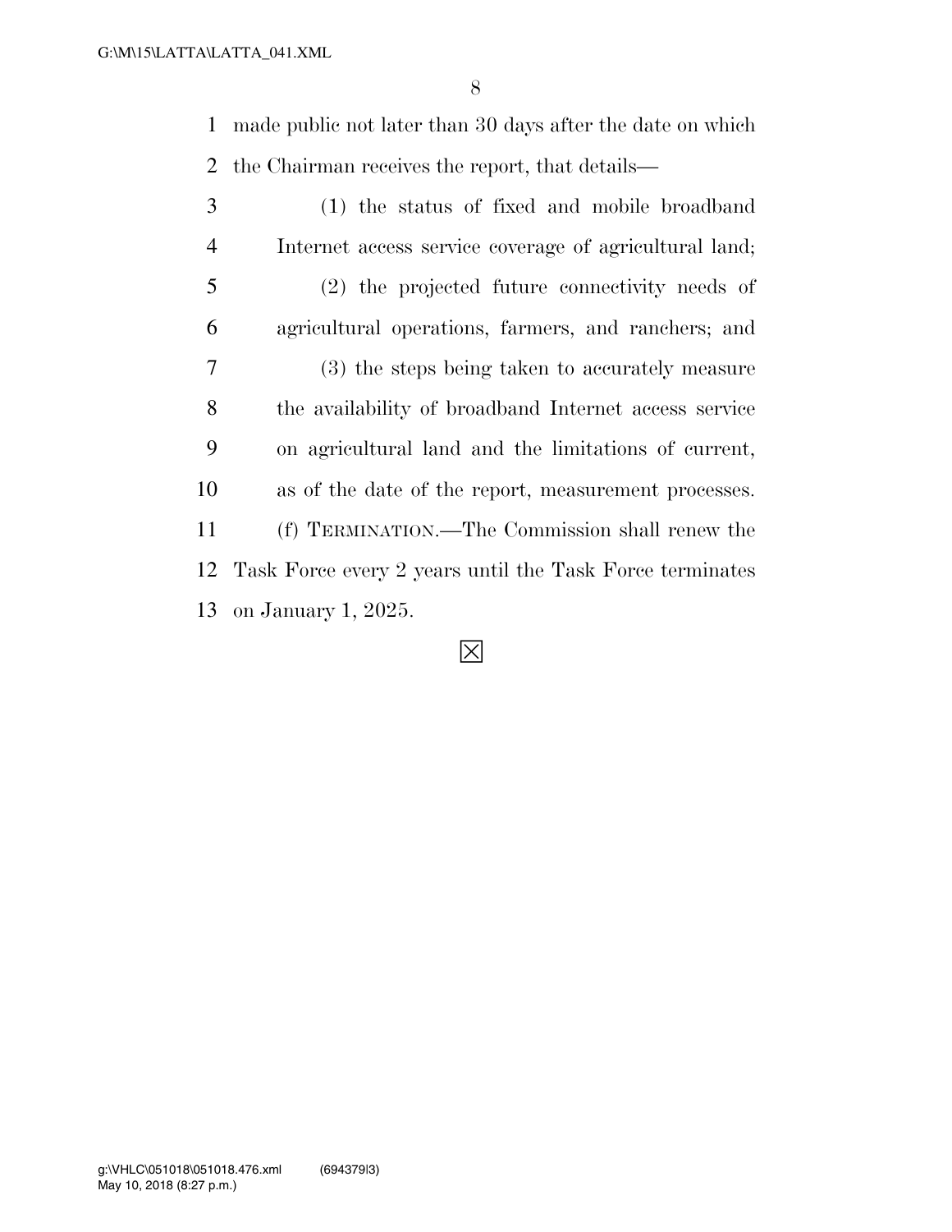made public not later than 30 days after the date on which the Chairman receives the report, that details—

(1) the status of fixed and mobile broadband Internet access service coverage of agricultural land;

(2) the projected future connectivity needs of agricultural operations, farmers, and ranchers; and

(3) the steps being taken to accurately measure the availability of broadband Internet access service on agricultural land and the limitations of current, as of the date of the report, measurement processes.

(f) TERMINATION.—The Commission shall renew the Task Force every 2 years until the Task Force terminates on January 1, 2025.